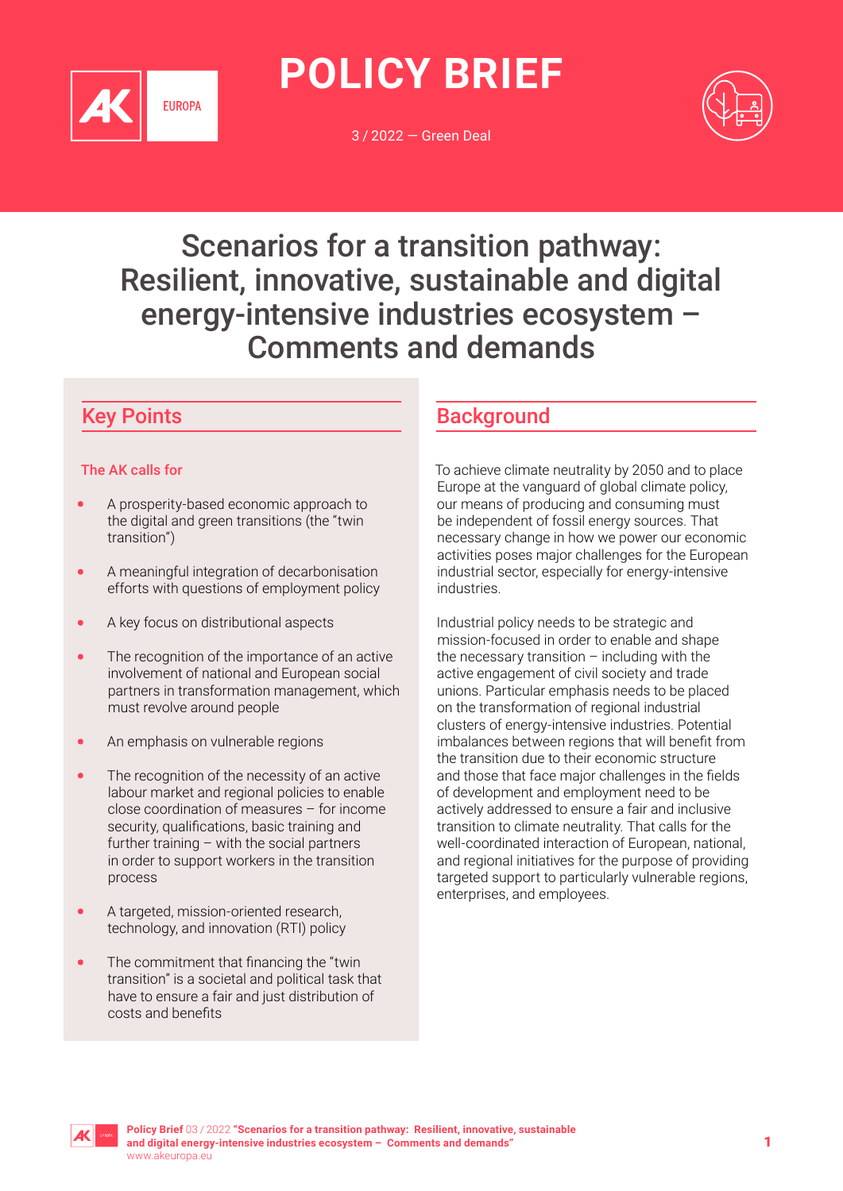# POLICY BRIEF

3 / 2022 — Green Deal

# Scenarios for a transition pathway: Resilient, innovative, sustainable and digital energy-intensive industries ecosystem – Comments and demands

## Key Points

**The AK calls for**

- A prosperity-based economic approach to the digital and green transitions (the "twin transition")
- A meaningful integration of decarbonisation efforts with questions of employment policy
- A key focus on distributional aspects
- The recognition of the importance of an active involvement of national and European social partners in transformation management, which must revolve around people
- An emphasis on vulnerable regions
- The recognition of the necessity of an active labour market and regional policies to enable close coordination of measures – for income security, qualifications, basic training and further training – with the social partners in order to support workers in the transition process
- A targeted, mission-oriented research, technology, and innovation (RTI) policy
- The commitment that financing the "twin transition" is a societal and political task that have to ensure a fair and just distribution of costs and benefits

## Background

To achieve climate neutrality by 2050 and to place Europe at the vanguard of global climate policy, our means of producing and consuming must be independent of fossil energy sources. That necessary change in how we power our economic activities poses major challenges for the European industrial sector, especially for energy-intensive industries.

Industrial policy needs to be strategic and mission-focused in order to enable and shape the necessary transition – including with the active engagement of civil society and trade unions. Particular emphasis needs to be placed on the transformation of regional industrial clusters of energy-intensive industries. Potential imbalances between regions that will benefit from the transition due to their economic structure and those that face major challenges in the fields of development and employment need to be actively addressed to ensure a fair and inclusive transition to climate neutrality. That calls for the well-coordinated interaction of European, national, and regional initiatives for the purpose of providing targeted support to particularly vulnerable regions, enterprises, and employees.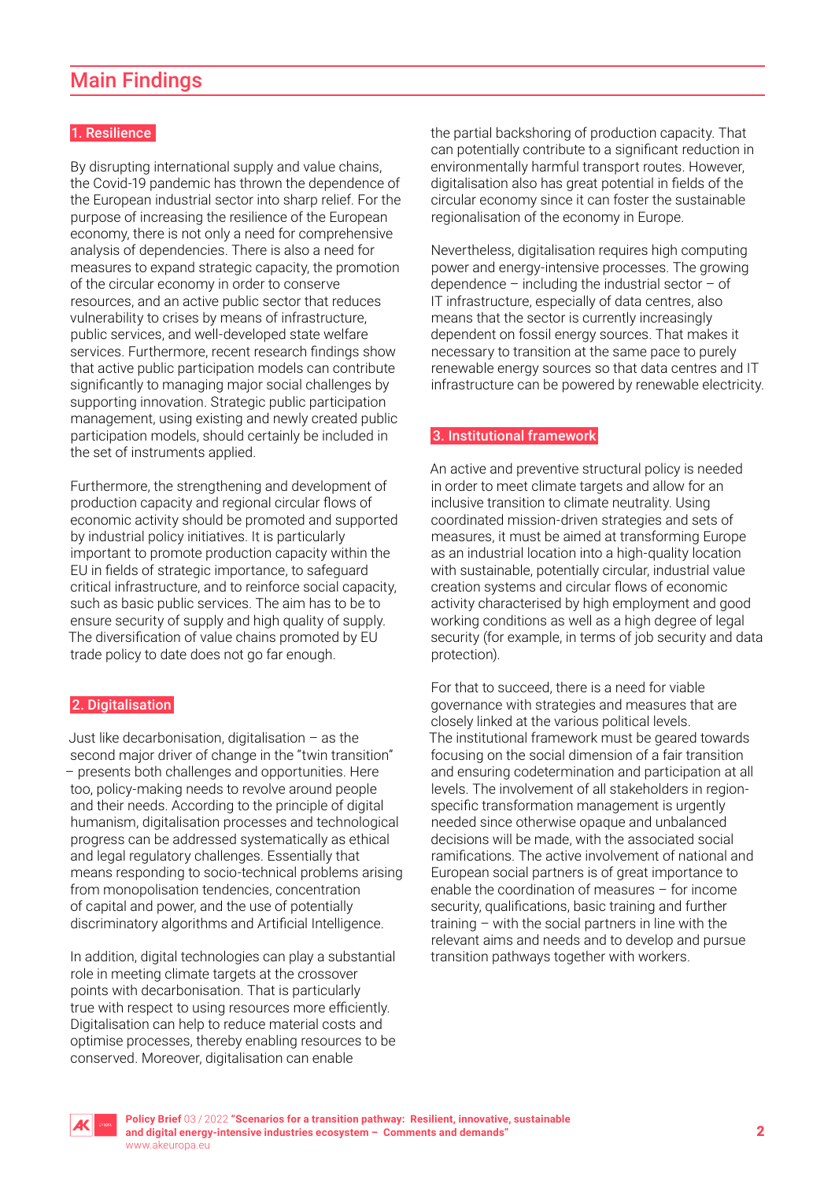## Main Findings

### 1. Resilience

By disrupting international supply and value chains, the Covid-19 pandemic has thrown the dependence of the European industrial sector into sharp relief. For the purpose of increasing the resilience of the European economy, there is not only a need for comprehensive analysis of dependencies. There is also a need for measures to expand strategic capacity, the promotion of the circular economy in order to conserve resources, and an active public sector that reduces vulnerability to crises by means of infrastructure, public services, and well-developed state welfare services. Furthermore, recent research findings show that active public participation models can contribute significantly to managing major social challenges by supporting innovation. Strategic public participation management, using existing and newly created public participation models, should certainly be included in the set of instruments applied.

Furthermore, the strengthening and development of production capacity and regional circular flows of economic activity should be promoted and supported by industrial policy initiatives. It is particularly important to promote production capacity within the EU in fields of strategic importance, to safeguard critical infrastructure, and to reinforce social capacity, such as basic public services. The aim has to be to ensure security of supply and high quality of supply. The diversification of value chains promoted by EU trade policy to date does not go far enough.

### 2. Digitalisation

Just like decarbonisation, digitalisation – as the second major driver of change in the "twin transition" – presents both challenges and opportunities. Here too, policy-making needs to revolve around people and their needs. According to the principle of digital humanism, digitalisation processes and technological progress can be addressed systematically as ethical and legal regulatory challenges. Essentially that means responding to socio-technical problems arising from monopolisation tendencies, concentration of capital and power, and the use of potentially discriminatory algorithms and Artificial Intelligence.

In addition, digital technologies can play a substantial role in meeting climate targets at the crossover points with decarbonisation. That is particularly true with respect to using resources more efficiently. Digitalisation can help to reduce material costs and optimise processes, thereby enabling resources to be conserved. Moreover, digitalisation can enable the partial backshoring of production capacity. That can potentially contribute to a significant reduction in environmentally harmful transport routes. However, digitalisation also has great potential in fields of the circular economy since it can foster the sustainable regionalisation of the economy in Europe.

Nevertheless, digitalisation requires high computing power and energy-intensive processes. The growing dependence – including the industrial sector – of IT infrastructure, especially of data centres, also means that the sector is currently increasingly dependent on fossil energy sources. That makes it necessary to transition at the same pace to purely renewable energy sources so that data centres and IT infrastructure can be powered by renewable electricity.

### 3. Institutional framework

An active and preventive structural policy is needed in order to meet climate targets and allow for an inclusive transition to climate neutrality. Using coordinated mission-driven strategies and sets of measures, it must be aimed at transforming Europe as an industrial location into a high-quality location with sustainable, potentially circular, industrial value creation systems and circular flows of economic activity characterised by high employment and good working conditions as well as a high degree of legal security (for example, in terms of job security and data protection).

For that to succeed, there is a need for viable governance with strategies and measures that are closely linked at the various political levels. The institutional framework must be geared towards focusing on the social dimension of a fair transition and ensuring codetermination and participation at all levels. The involvement of all stakeholders in region-specific transformation management is urgently needed since otherwise opaque and unbalanced decisions will be made, with the associated social ramifications. The active involvement of national and European social partners is of great importance to enable the coordination of measures – for income security, qualifications, basic training and further training – with the social partners in line with the relevant aims and needs and to develop and pursue transition pathways together with workers.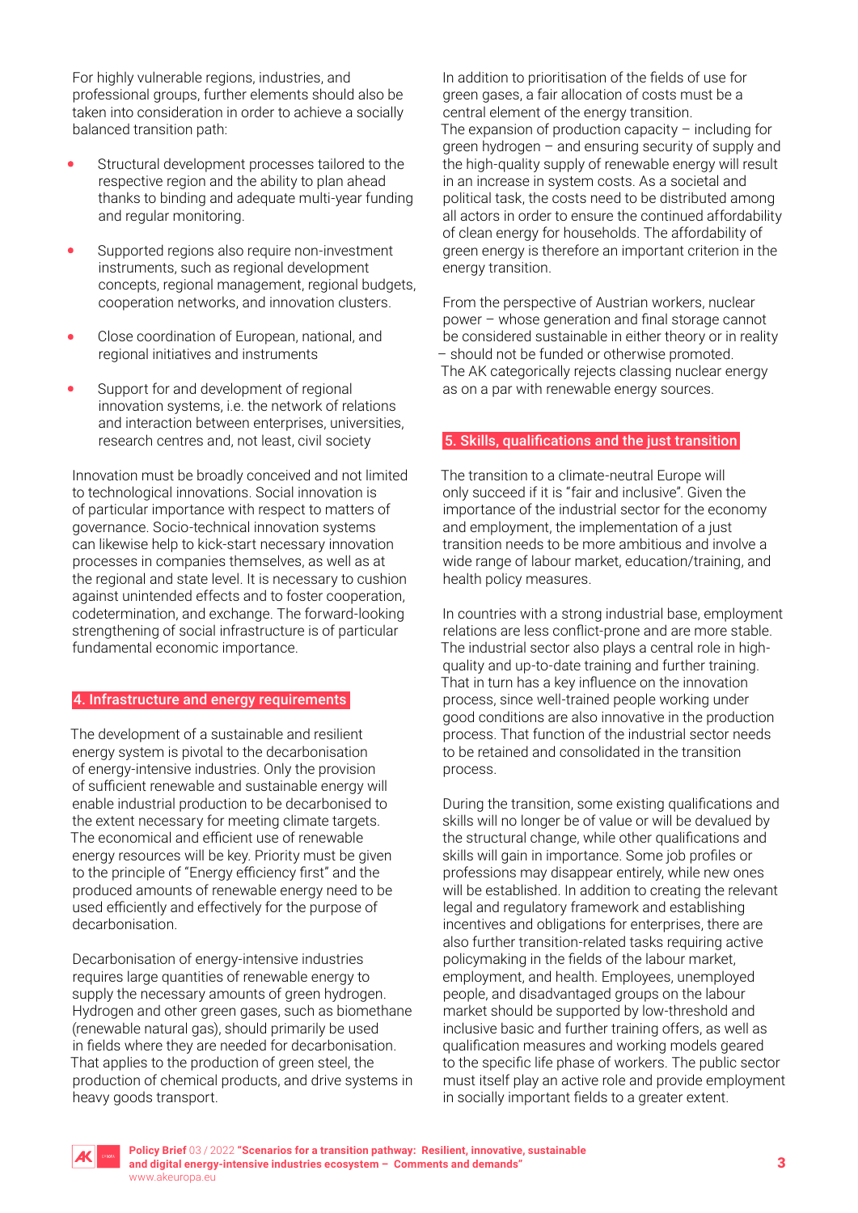For highly vulnerable regions, industries, and professional groups, further elements should also be taken into consideration in order to achieve a socially balanced transition path:

- Structural development processes tailored to the respective region and the ability to plan ahead thanks to binding and adequate multi-year funding and regular monitoring.
- Supported regions also require non-investment instruments, such as regional development concepts, regional management, regional budgets, cooperation networks, and innovation clusters.
- Close coordination of European, national, and regional initiatives and instruments
- Support for and development of regional innovation systems, i.e. the network of relations and interaction between enterprises, universities, research centres and, not least, civil society

Innovation must be broadly conceived and not limited to technological innovations. Social innovation is of particular importance with respect to matters of governance. Socio-technical innovation systems can likewise help to kick-start necessary innovation processes in companies themselves, as well as at the regional and state level. It is necessary to cushion against unintended effects and to foster cooperation, codetermination, and exchange. The forward-looking strengthening of social infrastructure is of particular fundamental economic importance.

## 4. Infrastructure and energy requirements

The development of a sustainable and resilient energy system is pivotal to the decarbonisation of energy-intensive industries. Only the provision of sufficient renewable and sustainable energy will enable industrial production to be decarbonised to the extent necessary for meeting climate targets. The economical and efficient use of renewable energy resources will be key. Priority must be given to the principle of "Energy efficiency first" and the produced amounts of renewable energy need to be used efficiently and effectively for the purpose of decarbonisation.

Decarbonisation of energy-intensive industries requires large quantities of renewable energy to supply the necessary amounts of green hydrogen. Hydrogen and other green gases, such as biomethane (renewable natural gas), should primarily be used in fields where they are needed for decarbonisation. That applies to the production of green steel, the production of chemical products, and drive systems in heavy goods transport.

In addition to prioritisation of the fields of use for green gases, a fair allocation of costs must be a central element of the energy transition.
The expansion of production capacity – including for green hydrogen – and ensuring security of supply and the high-quality supply of renewable energy will result in an increase in system costs. As a societal and political task, the costs need to be distributed among all actors in order to ensure the continued affordability of clean energy for households. The affordability of green energy is therefore an important criterion in the energy transition.

From the perspective of Austrian workers, nuclear power – whose generation and final storage cannot be considered sustainable in either theory or in reality – should not be funded or otherwise promoted.
The AK categorically rejects classing nuclear energy as on a par with renewable energy sources.

## 5. Skills, qualifications and the just transition

The transition to a climate-neutral Europe will only succeed if it is "fair and inclusive". Given the importance of the industrial sector for the economy and employment, the implementation of a just transition needs to be more ambitious and involve a wide range of labour market, education/training, and health policy measures.

In countries with a strong industrial base, employment relations are less conflict-prone and are more stable. The industrial sector also plays a central role in high-quality and up-to-date training and further training. That in turn has a key influence on the innovation process, since well-trained people working under good conditions are also innovative in the production process. That function of the industrial sector needs to be retained and consolidated in the transition process.

During the transition, some existing qualifications and skills will no longer be of value or will be devalued by the structural change, while other qualifications and skills will gain in importance. Some job profiles or professions may disappear entirely, while new ones will be established. In addition to creating the relevant legal and regulatory framework and establishing incentives and obligations for enterprises, there are also further transition-related tasks requiring active policymaking in the fields of the labour market, employment, and health. Employees, unemployed people, and disadvantaged groups on the labour market should be supported by low-threshold and inclusive basic and further training offers, as well as qualification measures and working models geared to the specific life phase of workers. The public sector must itself play an active role and provide employment in socially important fields to a greater extent.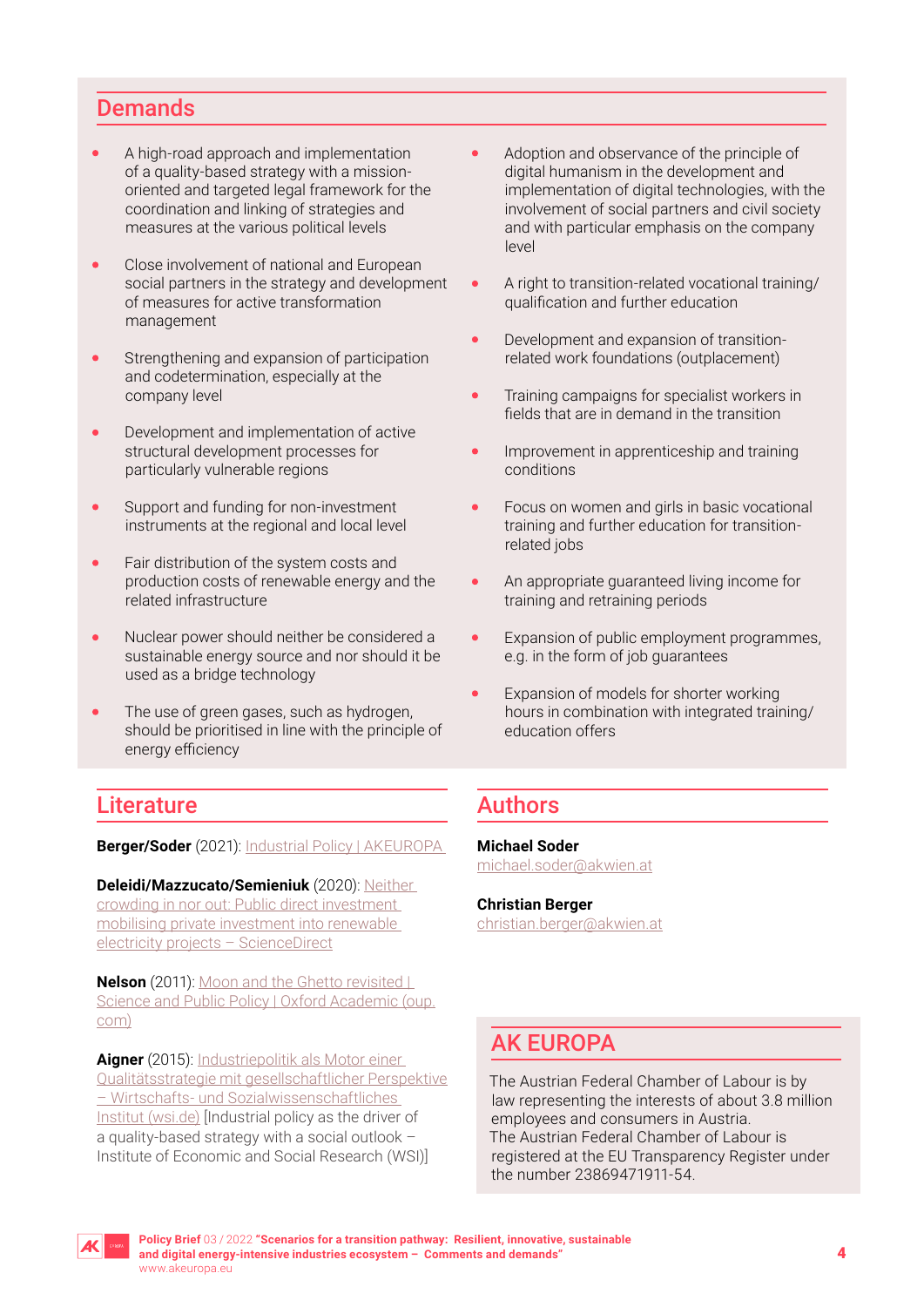## Demands

- A high-road approach and implementation of a quality-based strategy with a mission-oriented and targeted legal framework for the coordination and linking of strategies and measures at the various political levels
- Close involvement of national and European social partners in the strategy and development of measures for active transformation management
- Strengthening and expansion of participation and codetermination, especially at the company level
- Development and implementation of active structural development processes for particularly vulnerable regions
- Support and funding for non-investment instruments at the regional and local level
- Fair distribution of the system costs and production costs of renewable energy and the related infrastructure
- Nuclear power should neither be considered a sustainable energy source and nor should it be used as a bridge technology
- The use of green gases, such as hydrogen, should be prioritised in line with the principle of energy efficiency
- Adoption and observance of the principle of digital humanism in the development and implementation of digital technologies, with the involvement of social partners and civil society and with particular emphasis on the company level
- A right to transition-related vocational training/ qualification and further education
- Development and expansion of transition-related work foundations (outplacement)
- Training campaigns for specialist workers in fields that are in demand in the transition
- Improvement in apprenticeship and training conditions
- Focus on women and girls in basic vocational training and further education for transition-related jobs
- An appropriate guaranteed living income for training and retraining periods
- Expansion of public employment programmes, e.g. in the form of job guarantees
- Expansion of models for shorter working hours in combination with integrated training/ education offers

## Literature

**Berger/Soder** (2021): Industrial Policy | AKEUROPA

**Deleidi/Mazzucato/Semieniuk** (2020): Neither crowding in nor out: Public direct investment mobilising private investment into renewable electricity projects – ScienceDirect

**Nelson** (2011): Moon and the Ghetto revisited | Science and Public Policy | Oxford Academic (oup.com)

**Aigner** (2015): Industriepolitik als Motor einer Qualitätsstrategie mit gesellschaftlicher Perspektive – Wirtschafts- und Sozialwissenschaftliches Institut (wsi.de) [Industrial policy as the driver of a quality-based strategy with a social outlook – Institute of Economic and Social Research (WSI)]

## Authors

**Michael Soder**
michael.soder@akwien.at

**Christian Berger**
christian.berger@akwien.at

## AK EUROPA

The Austrian Federal Chamber of Labour is by law representing the interests of about 3.8 million employees and consumers in Austria.
The Austrian Federal Chamber of Labour is registered at the EU Transparency Register under the number 23869471911-54.